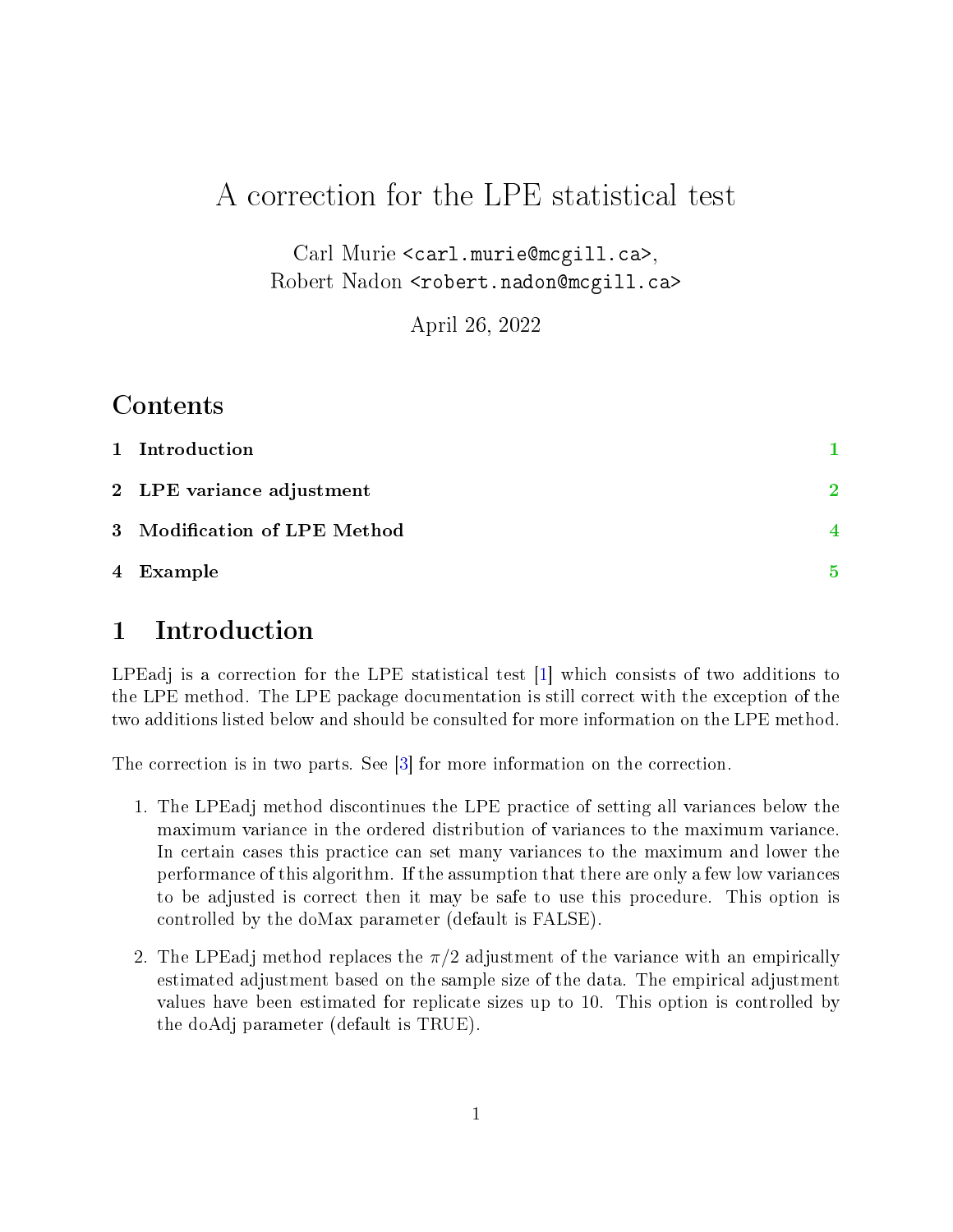# A correction for the LPE statistical test

Carl Murie <carl.murie@mcgill.ca>,
Robert Nadon <robert.nadon@mcgill.ca>

April 26, 2022

## Contents

1 Introduction 1

2 LPE variance adjustment 2

3 Modification of LPE Method 4

4 Example 5

## 1 Introduction

LPEadj is a correction for the LPE statistical test [1] which consists of two additions to the LPE method. The LPE package documentation is still correct with the exception of the two additions listed below and should be consulted for more information on the LPE method.

The correction is in two parts. See [3] for more information on the correction.

1. The LPEadj method discontinues the LPE practice of setting all variances below the maximum variance in the ordered distribution of variances to the maximum variance. In certain cases this practice can set many variances to the maximum and lower the performance of this algorithm. If the assumption that there are only a few low variances to be adjusted is correct then it may be safe to use this procedure. This option is controlled by the doMax parameter (default is FALSE).

2. The LPEadj method replaces the $\pi/2$ adjustment of the variance with an empirically estimated adjustment based on the sample size of the data. The empirical adjustment values have been estimated for replicate sizes up to 10. This option is controlled by the doAdj parameter (default is TRUE).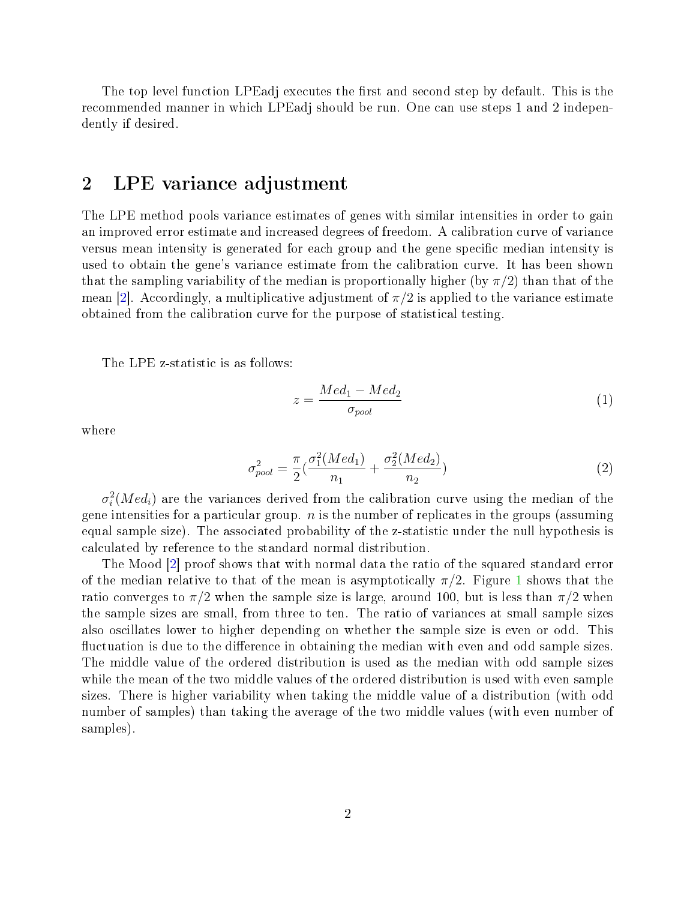The top level function LPEadj executes the first and second step by default. This is the recommended manner in which LPEadj should be run. One can use steps 1 and 2 independently if desired.

## 2 LPE variance adjustment

The LPE method pools variance estimates of genes with similar intensities in order to gain an improved error estimate and increased degrees of freedom. A calibration curve of variance versus mean intensity is generated for each group and the gene specific median intensity is used to obtain the gene's variance estimate from the calibration curve. It has been shown that the sampling variability of the median is proportionally higher (by $\pi/2$) than that of the mean [2]. Accordingly, a multiplicative adjustment of $\pi/2$ is applied to the variance estimate obtained from the calibration curve for the purpose of statistical testing.

The LPE z-statistic is as follows:

$$z = \frac{Med_1 - Med_2}{\sigma_{pool}} \tag{1}$$

where

$$\sigma^2_{pool} = \frac{\pi}{2}\left(\frac{\sigma^2_1(Med_1)}{n_1} + \frac{\sigma^2_2(Med_2)}{n_2}\right) \tag{2}$$

$\sigma^2_i(Med_i)$ are the variances derived from the calibration curve using the median of the gene intensities for a particular group. $n$ is the number of replicates in the groups (assuming equal sample size). The associated probability of the z-statistic under the null hypothesis is calculated by reference to the standard normal distribution.

The Mood [2] proof shows that with normal data the ratio of the squared standard error of the median relative to that of the mean is asymptotically $\pi/2$. Figure 1 shows that the ratio converges to $\pi/2$ when the sample size is large, around 100, but is less than $\pi/2$ when the sample sizes are small, from three to ten. The ratio of variances at small sample sizes also oscillates lower to higher depending on whether the sample size is even or odd. This fluctuation is due to the difference in obtaining the median with even and odd sample sizes. The middle value of the ordered distribution is used as the median with odd sample sizes while the mean of the two middle values of the ordered distribution is used with even sample sizes. There is higher variability when taking the middle value of a distribution (with odd number of samples) than taking the average of the two middle values (with even number of samples).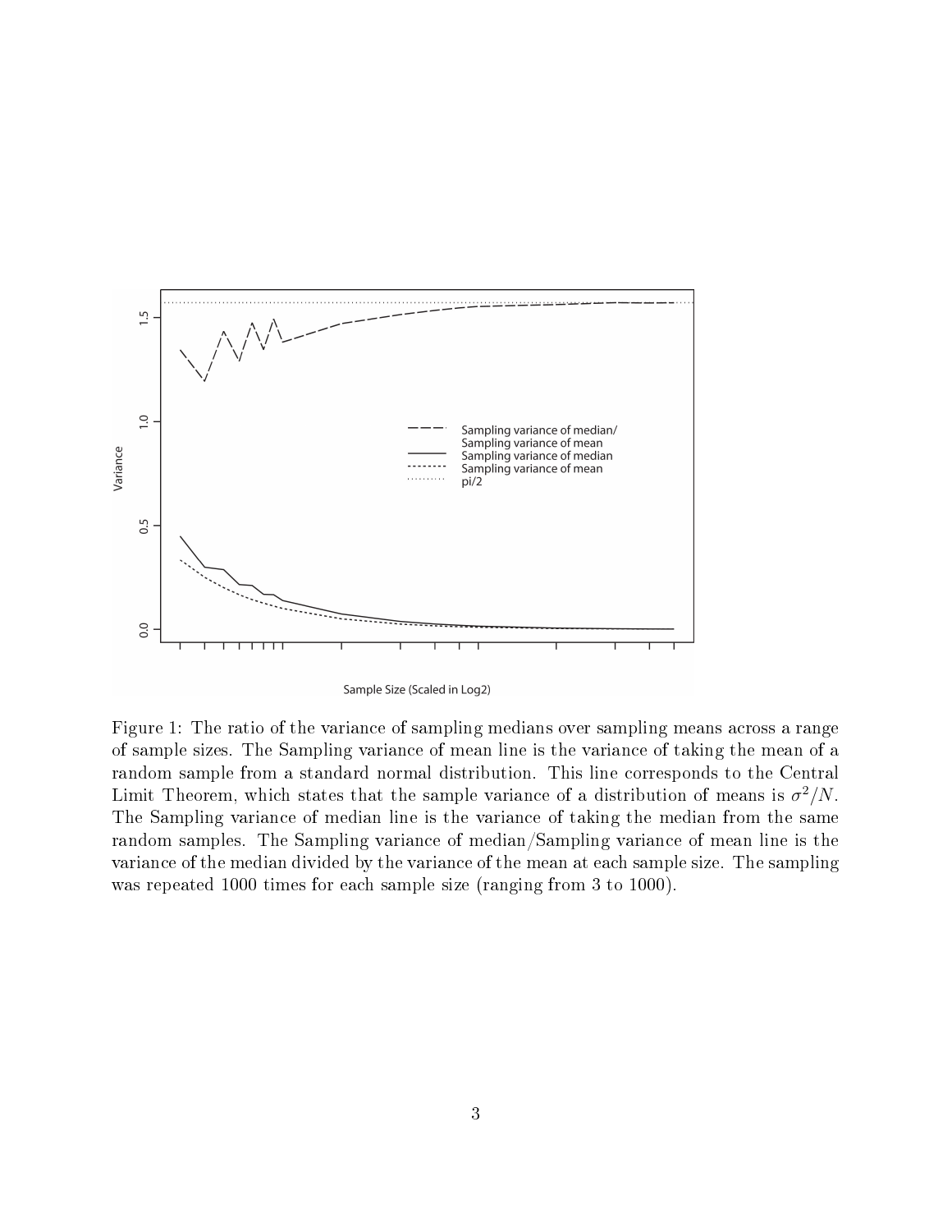Figure 1: The ratio of the variance of sampling medians over sampling means across a range of sample sizes. The Sampling variance of mean line is the variance of taking the mean of a random sample from a standard normal distribution. This line corresponds to the Central Limit Theorem, which states that the sample variance of a distribution of means is $\sigma^2/N$. The Sampling variance of median line is the variance of taking the median from the same random samples. The Sampling variance of median/Sampling variance of mean line is the variance of the median divided by the variance of the mean at each sample size. The sampling was repeated 1000 times for each sample size (ranging from 3 to 1000).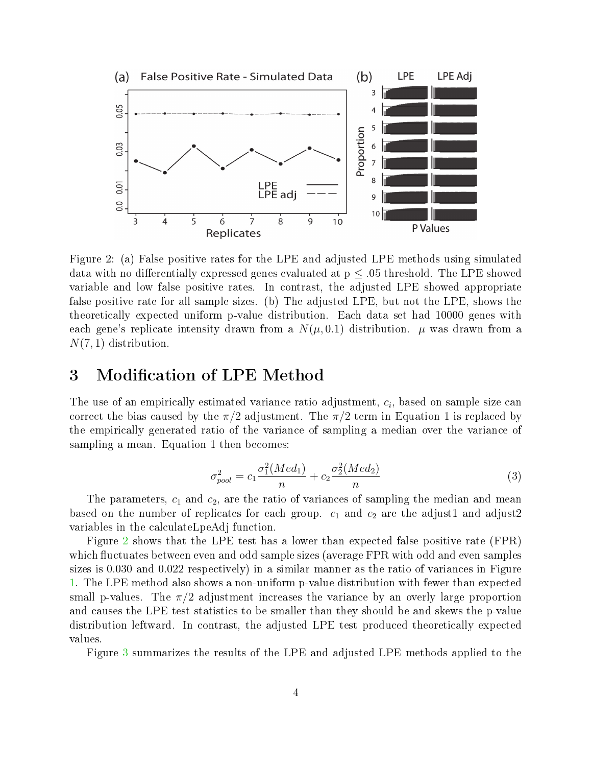Figure 2: (a) False positive rates for the LPE and adjusted LPE methods using simulated data with no differentially expressed genes evaluated at p $\leq$ .05 threshold. The LPE showed variable and low false positive rates. In contrast, the adjusted LPE showed appropriate false positive rate for all sample sizes. (b) The adjusted LPE, but not the LPE, shows the theoretically expected uniform p-value distribution. Each data set had 10000 genes with each gene's replicate intensity drawn from a $N(\mu, 0.1)$ distribution. $\mu$ was drawn from a $N(7, 1)$ distribution.

## 3 Modification of LPE Method

The use of an empirically estimated variance ratio adjustment, $c_i$, based on sample size can correct the bias caused by the $\pi/2$ adjustment. The $\pi/2$ term in Equation 1 is replaced by the empirically generated ratio of the variance of sampling a median over the variance of sampling a mean. Equation 1 then becomes:

$$\sigma^2_{pool} = c_1 \frac{\sigma^2_1(Med_1)}{n} + c_2 \frac{\sigma^2_2(Med_2)}{n} \tag{3}$$

The parameters, $c_1$ and $c_2$, are the ratio of variances of sampling the median and mean based on the number of replicates for each group. $c_1$ and $c_2$ are the adjust1 and adjust2 variables in the calculateLpeAdj function.

Figure 2 shows that the LPE test has a lower than expected false positive rate (FPR) which fluctuates between even and odd sample sizes (average FPR with odd and even samples sizes is 0.030 and 0.022 respectively) in a similar manner as the ratio of variances in Figure 1. The LPE method also shows a non-uniform p-value distribution with fewer than expected small p-values. The $\pi/2$ adjustment increases the variance by an overly large proportion and causes the LPE test statistics to be smaller than they should be and skews the p-value distribution leftward. In contrast, the adjusted LPE test produced theoretically expected values.

Figure 3 summarizes the results of the LPE and adjusted LPE methods applied to the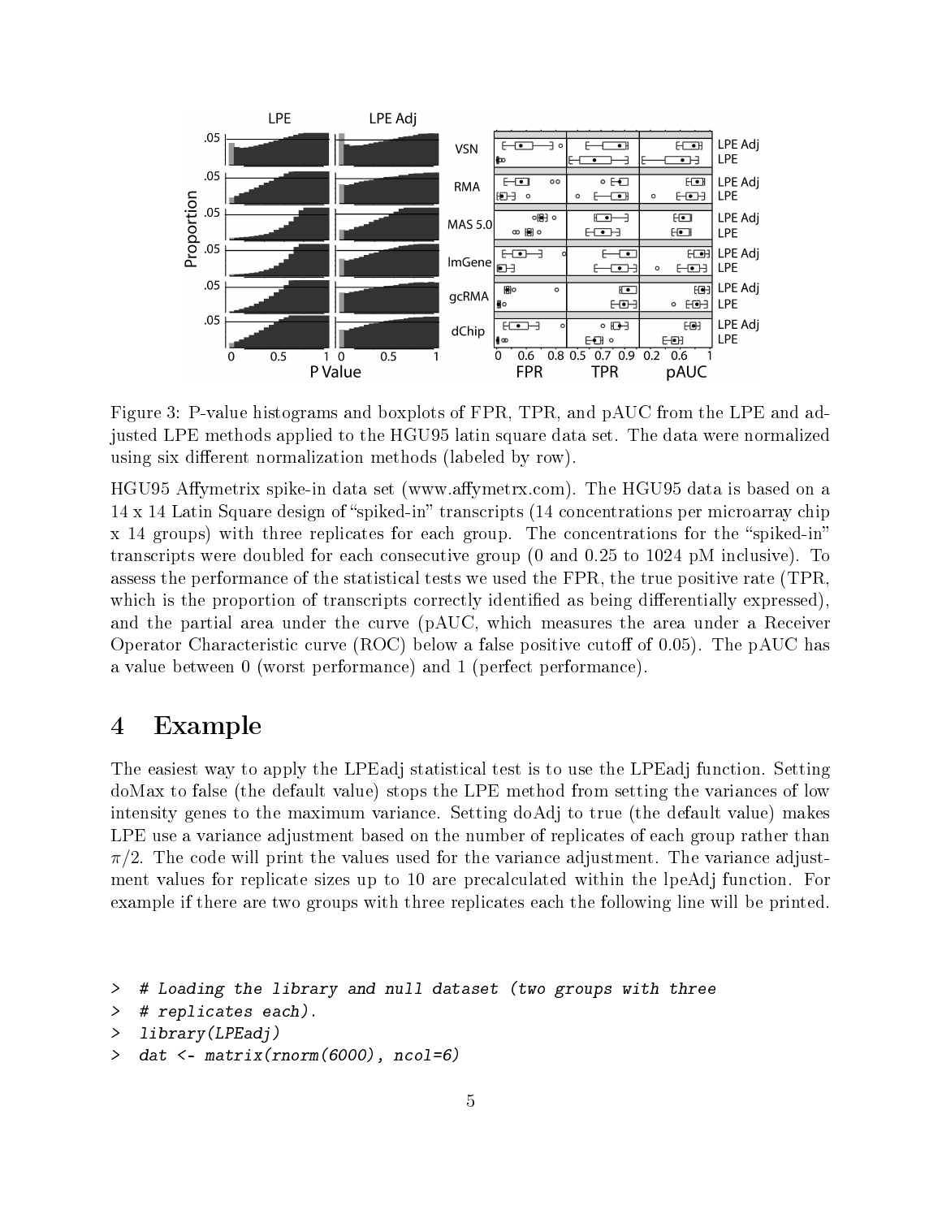Figure 3: P-value histograms and boxplots of FPR, TPR, and pAUC from the LPE and adjusted LPE methods applied to the HGU95 latin square data set. The data were normalized using six different normalization methods (labeled by row).

HGU95 Affymetrix spike-in data set (www.affymetrx.com). The HGU95 data is based on a 14 x 14 Latin Square design of "spiked-in" transcripts (14 concentrations per microarray chip x 14 groups) with three replicates for each group. The concentrations for the "spiked-in" transcripts were doubled for each consecutive group (0 and 0.25 to 1024 pM inclusive). To assess the performance of the statistical tests we used the FPR, the true positive rate (TPR, which is the proportion of transcripts correctly identified as being differentially expressed), and the partial area under the curve (pAUC, which measures the area under a Receiver Operator Characteristic curve (ROC) below a false positive cutoff of 0.05). The pAUC has a value between 0 (worst performance) and 1 (perfect performance).

# 4 Example

The easiest way to apply the LPEadj statistical test is to use the LPEadj function. Setting doMax to false (the default value) stops the LPE method from setting the variances of low intensity genes to the maximum variance. Setting doAdj to true (the default value) makes LPE use a variance adjustment based on the number of replicates of each group rather than $\pi/2$. The code will print the values used for the variance adjustment. The variance adjustment values for replicate sizes up to 10 are precalculated within the lpeAdj function. For example if there are two groups with three replicates each the following line will be printed.

```
> # Loading the library and null dataset (two groups with three
> # replicates each).
> library(LPEadj)
> dat <- matrix(rnorm(6000), ncol=6)
```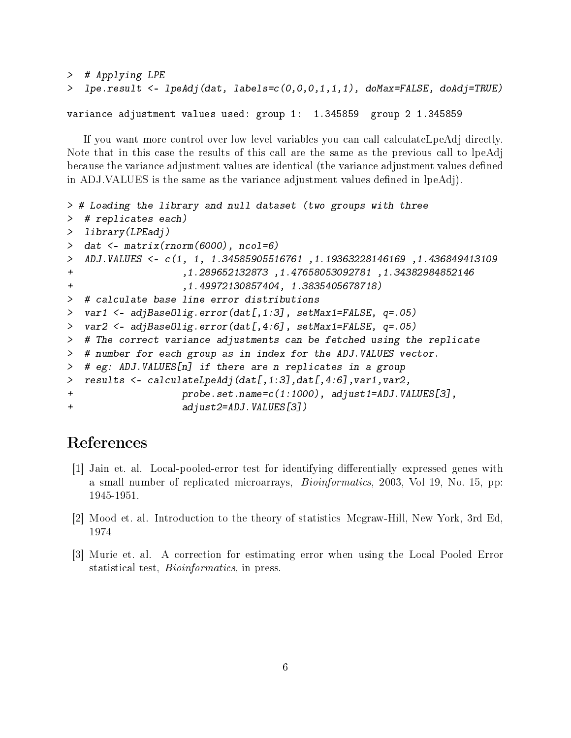```
> # Applying LPE
> lpe.result <- lpeAdj(dat, labels=c(0,0,0,1,1,1), doMax=FALSE, doAdj=TRUE)

variance adjustment values used: group 1:  1.345859  group 2 1.345859
```

If you want more control over low level variables you can call calculateLpeAdj directly. Note that in this case the results of this call are the same as the previous call to lpeAdj because the variance adjustment values are identical (the variance adjustment values defined in ADJ.VALUES is the same as the variance adjustment values defined in lpeAdj).

```
> # Loading the library and null dataset (two groups with three
> # replicates each)
> library(LPEadj)
> dat <- matrix(rnorm(6000), ncol=6)
> ADJ.VALUES <- c(1, 1, 1.34585905516761 ,1.19363228146169 ,1.436849413109
+                 ,1.289652132873 ,1.47658053092781 ,1.34382984852146
+                 ,1.49972130857404, 1.3835405678718)
> # calculate base line error distributions
> var1 <- adjBaseOlig.error(dat[,1:3], setMax1=FALSE, q=.05)
> var2 <- adjBaseOlig.error(dat[,4:6], setMax1=FALSE, q=.05)
> # The correct variance adjustments can be fetched using the replicate
> # number for each group as in index for the ADJ.VALUES vector.
> # eg: ADJ.VALUES[n] if there are n replicates in a group
> results <- calculateLpeAdj(dat[,1:3],dat[,4:6],var1,var2,
+                 probe.set.name=c(1:1000), adjust1=ADJ.VALUES[3],
+                 adjust2=ADJ.VALUES[3])
```

# References

[1] Jain et. al. Local-pooled-error test for identifying differentially expressed genes with a small number of replicated microarrays, *Bioinformatics*, 2003, Vol 19, No. 15, pp: 1945-1951.

[2] Mood et. al. Introduction to the theory of statistics Mcgraw-Hill, New York, 3rd Ed, 1974

[3] Murie et. al. A correction for estimating error when using the Local Pooled Error statistical test, *Bioinformatics*, in press.